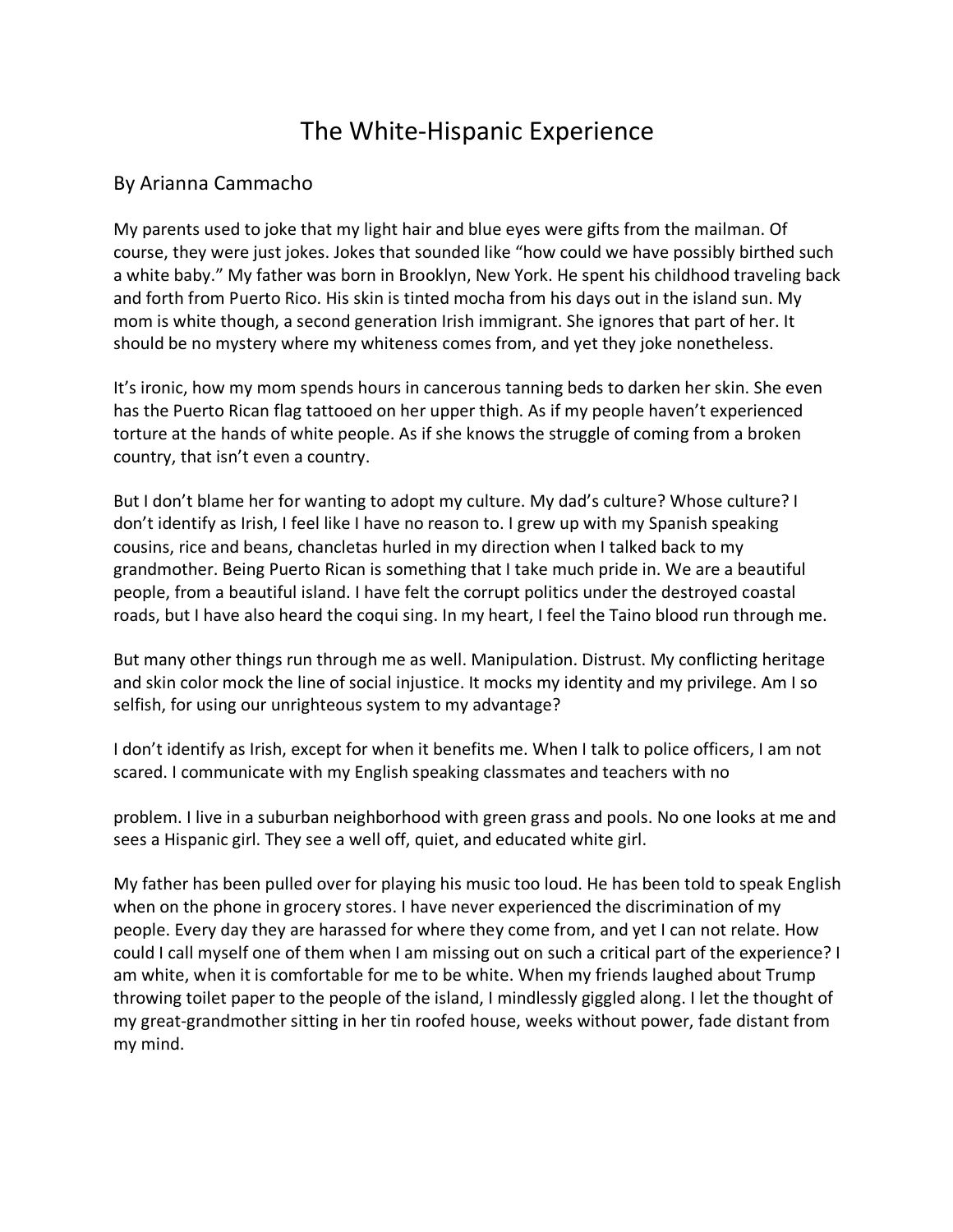# The White-Hispanic Experience

By Arianna Cammacho

My parents used to joke that my light hair and blue eyes were gifts from the mailman. Of course, they were just jokes. Jokes that sounded like "how could we have possibly birthed such a white baby." My father was born in Brooklyn, New York. He spent his childhood traveling back and forth from Puerto Rico. His skin is tinted mocha from his days out in the island sun. My mom is white though, a second generation Irish immigrant. She ignores that part of her. It should be no mystery where my whiteness comes from, and yet they joke nonetheless.

It's ironic, how my mom spends hours in cancerous tanning beds to darken her skin. She even has the Puerto Rican flag tattooed on her upper thigh. As if my people haven't experienced torture at the hands of white people. As if she knows the struggle of coming from a broken country, that isn't even a country.

But I don't blame her for wanting to adopt my culture. My dad's culture? Whose culture? I don't identify as Irish, I feel like I have no reason to. I grew up with my Spanish speaking cousins, rice and beans, chancletas hurled in my direction when I talked back to my grandmother. Being Puerto Rican is something that I take much pride in. We are a beautiful people, from a beautiful island. I have felt the corrupt politics under the destroyed coastal roads, but I have also heard the coqui sing. In my heart, I feel the Taino blood run through me.

But many other things run through me as well. Manipulation. Distrust. My conflicting heritage and skin color mock the line of social injustice. It mocks my identity and my privilege. Am I so selfish, for using our unrighteous system to my advantage?

I don't identify as Irish, except for when it benefits me. When I talk to police officers, I am not scared. I communicate with my English speaking classmates and teachers with no problem. I live in a suburban neighborhood with green grass and pools. No one looks at me and sees a Hispanic girl. They see a well off, quiet, and educated white girl.

My father has been pulled over for playing his music too loud. He has been told to speak English when on the phone in grocery stores. I have never experienced the discrimination of my people. Every day they are harassed for where they come from, and yet I can not relate. How could I call myself one of them when I am missing out on such a critical part of the experience? I am white, when it is comfortable for me to be white. When my friends laughed about Trump throwing toilet paper to the people of the island, I mindlessly giggled along. I let the thought of my great-grandmother sitting in her tin roofed house, weeks without power, fade distant from my mind.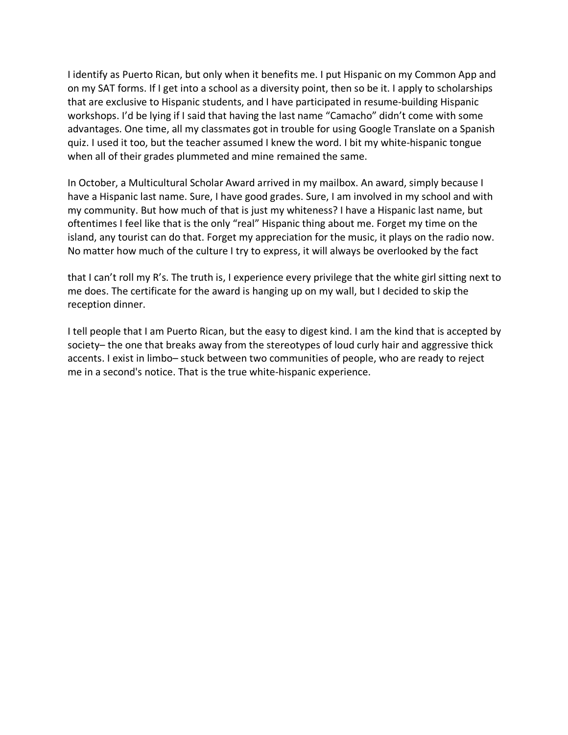I identify as Puerto Rican, but only when it benefits me. I put Hispanic on my Common App and on my SAT forms. If I get into a school as a diversity point, then so be it. I apply to scholarships that are exclusive to Hispanic students, and I have participated in resume-building Hispanic workshops. I'd be lying if I said that having the last name "Camacho" didn't come with some advantages. One time, all my classmates got in trouble for using Google Translate on a Spanish quiz. I used it too, but the teacher assumed I knew the word. I bit my white-hispanic tongue when all of their grades plummeted and mine remained the same.

In October, a Multicultural Scholar Award arrived in my mailbox. An award, simply because I have a Hispanic last name. Sure, I have good grades. Sure, I am involved in my school and with my community. But how much of that is just my whiteness? I have a Hispanic last name, but oftentimes I feel like that is the only "real" Hispanic thing about me. Forget my time on the island, any tourist can do that. Forget my appreciation for the music, it plays on the radio now. No matter how much of the culture I try to express, it will always be overlooked by the fact that I can't roll my R's. The truth is, I experience every privilege that the white girl sitting next to me does. The certificate for the award is hanging up on my wall, but I decided to skip the reception dinner.

I tell people that I am Puerto Rican, but the easy to digest kind. I am the kind that is accepted by society– the one that breaks away from the stereotypes of loud curly hair and aggressive thick accents. I exist in limbo– stuck between two communities of people, who are ready to reject me in a second's notice. That is the true white-hispanic experience.